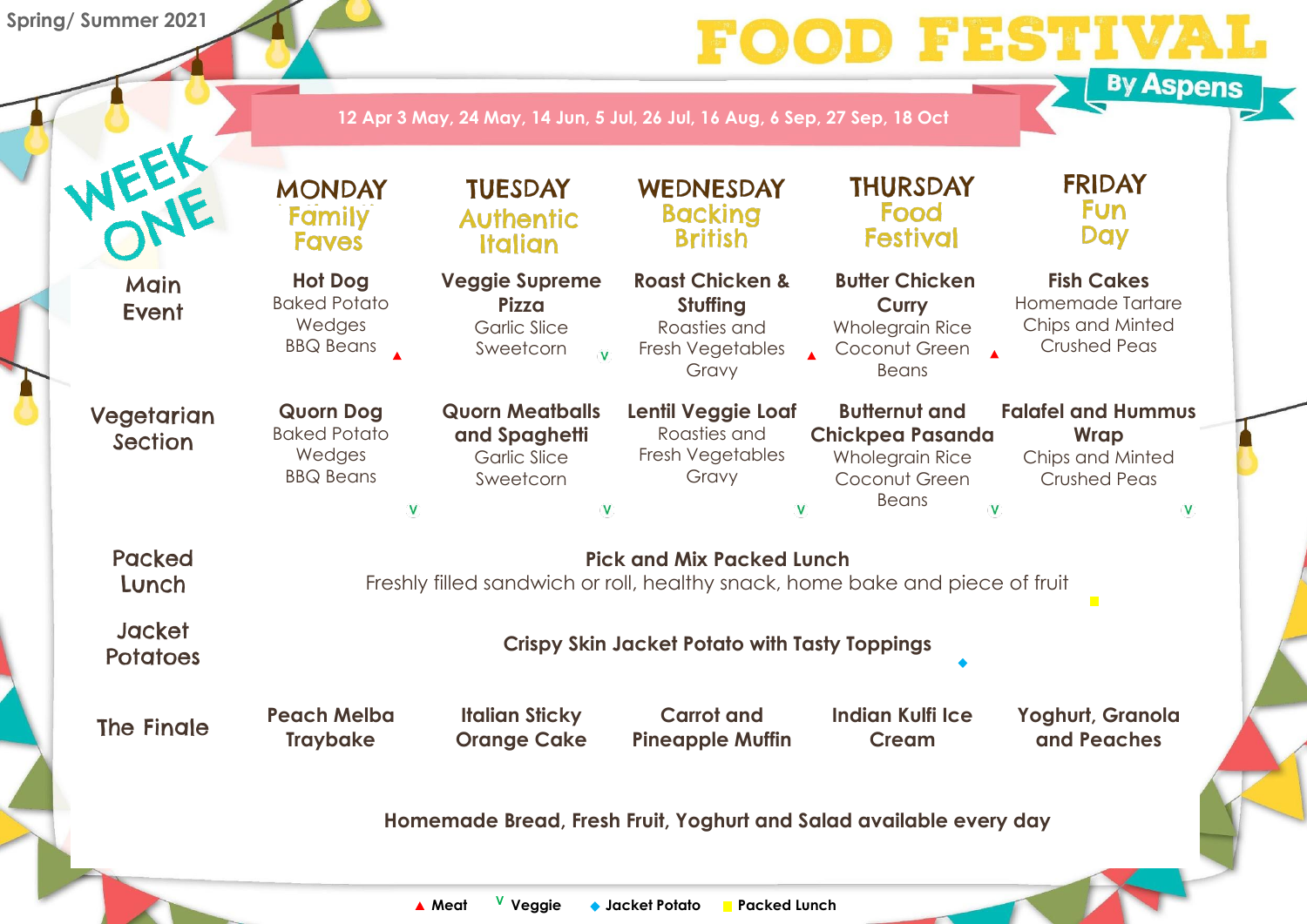Spring/ Summer 2021

# FOOD FESTIVAL

By Aspens

12 Apr 3 May, 24 May, 14 Jun, 5 Jul, 26 Jul, 16 Aug, 6 Sep, 27 Sep, 18 Oct

## WEEK ONE

| | MONDAY Family Faves | TUESDAY Authentic Italian | WEDNESDAY Backing British | THURSDAY Food Festival | FRIDAY Fun Day |
|---|---|---|---|---|---|
| Main Event | **Hot Dog** Baked Potato Wedges BBQ Beans ▲ | **Veggie Supreme Pizza** Garlic Slice Sweetcorn V | **Roast Chicken & Stuffing** Roasties and Fresh Vegetables Gravy ▲ | **Butter Chicken Curry** Wholegrain Rice Coconut Green Beans ▲ | **Fish Cakes** Homemade Tartare Chips and Minted Crushed Peas |
| Vegetarian Section | **Quorn Dog** Baked Potato Wedges BBQ Beans V | **Quorn Meatballs and Spaghetti** Garlic Slice Sweetcorn V | **Lentil Veggie Loaf** Roasties and Fresh Vegetables Gravy V | **Butternut and Chickpea Pasanda** Wholegrain Rice Coconut Green Beans V | **Falafel and Hummus Wrap** Chips and Minted Crushed Peas V |
| Packed Lunch | **Pick and Mix Packed Lunch** Freshly filled sandwich or roll, healthy snack, home bake and piece of fruit ■ | | | | |
| Jacket Potatoes | **Crispy Skin Jacket Potato with Tasty Toppings** ◆ | | | | |
| The Finale | **Peach Melba Traybake** | **Italian Sticky Orange Cake** | **Carrot and Pineapple Muffin** | **Indian Kulfi Ice Cream** | **Yoghurt, Granola and Peaches** |

**Homemade Bread, Fresh Fruit, Yoghurt and Salad available every day**

▲ **Meat** V **Veggie** ◆ **Jacket Potato** ■ **Packed Lunch**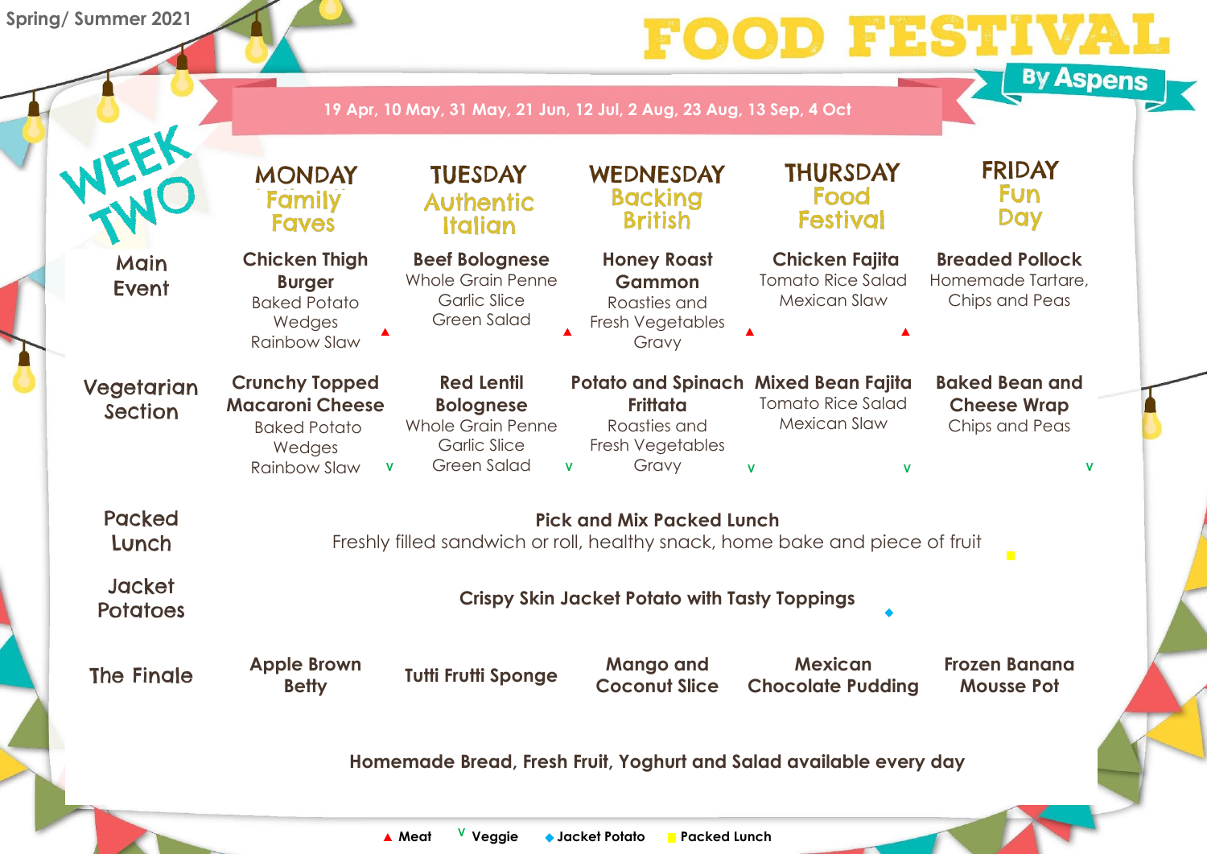Spring/ Summer 2021

# FOOD FESTIVAL By Aspens

19 Apr, 10 May, 31 May, 21 Jun, 12 Jul, 2 Aug, 23 Aug, 13 Sep, 4 Oct

## WEEK TWO

| | MONDAY Family Faves | TUESDAY Authentic Italian | WEDNESDAY Backing British | THURSDAY Food Festival | FRIDAY Fun Day |
|---|---|---|---|---|---|
| Main Event | **Chicken Thigh Burger** Baked Potato Wedges Rainbow Slaw ▲ | **Beef Bolognese** Whole Grain Penne Garlic Slice Green Salad ▲ | **Honey Roast Gammon** Roasties and Fresh Vegetables Gravy ▲ | **Chicken Fajita** Tomato Rice Salad Mexican Slaw ▲ | **Breaded Pollock** Homemade Tartare, Chips and Peas |
| Vegetarian Section | **Crunchy Topped Macaroni Cheese** Baked Potato Wedges Rainbow Slaw V | **Red Lentil Bolognese** Whole Grain Penne Garlic Slice Green Salad V | **Potato and Spinach Frittata** Roasties and Fresh Vegetables Gravy V | **Mixed Bean Fajita** Tomato Rice Salad Mexican Slaw V | **Baked Bean and Cheese Wrap** Chips and Peas V |
| Packed Lunch | **Pick and Mix Packed Lunch** Freshly filled sandwich or roll, healthy snack, home bake and piece of fruit ■ | | | | |
| Jacket Potatoes | **Crispy Skin Jacket Potato with Tasty Toppings** ◆ | | | | |
| The Finale | **Apple Brown Betty** | **Tutti Frutti Sponge** | **Mango and Coconut Slice** | **Mexican Chocolate Pudding** | **Frozen Banana Mousse Pot** |

**Homemade Bread, Fresh Fruit, Yoghurt and Salad available every day**

▲ **Meat** V **Veggie** ◆ **Jacket Potato** ■ **Packed Lunch**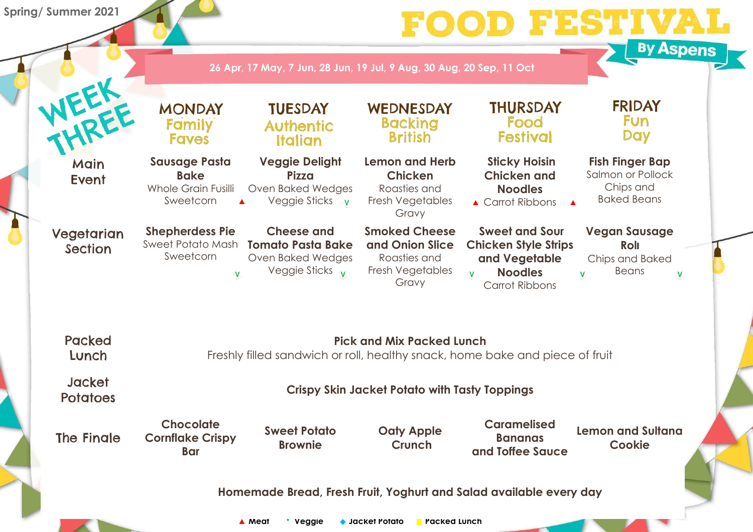Spring/ Summer 2021

# FOOD FESTIVAL

By Aspens

26 Apr, 17 May, 7 Jun, 28 Jun, 19 Jul, 9 Aug, 30 Aug, 20 Sep, 11 Oct

## WEEK THREE

| | MONDAY Family Faves | TUESDAY Authentic Italian | WEDNESDAY Backing British | THURSDAY Food Festival | FRIDAY Fun Day |
|---|---|---|---|---|---|
| Main Event | **Sausage Pasta Bake** Whole Grain Fusilli Sweetcorn ▲ | **Veggie Delight Pizza** Oven Baked Wedges Veggie Sticks V | **Lemon and Herb Chicken** Roasties and Fresh Vegetables Gravy ▲ | **Sticky Hoisin Chicken and Noodles** Carrot Ribbons ▲ | **Fish Finger Bap** Salmon or Pollock Chips and Baked Beans |
| Vegetarian Section | **Shepherdess Pie** Sweet Potato Mash Sweetcorn V | **Cheese and Tomato Pasta Bake** Oven Baked Wedges Veggie Sticks V | **Smoked Cheese and Onion Slice** Roasties and Fresh Vegetables Gravy V | **Sweet and Sour Chicken Style Strips and Vegetable Noodles** Carrot Ribbons V | **Vegan Sausage Roll** Chips and Baked Beans V |
| Packed Lunch | **Pick and Mix Packed Lunch** Freshly filled sandwich or roll, healthy snack, home bake and piece of fruit | | | | |
| Jacket Potatoes | **Crispy Skin Jacket Potato with Tasty Toppings** | | | | |
| The Finale | **Chocolate Cornflake Crispy Bar** | **Sweet Potato Brownie** | **Oaty Apple Crunch** | **Caramelised Bananas and Toffee Sauce** | **Lemon and Sultana Cookie** |

**Homemade Bread, Fresh Fruit, Yoghurt and Salad available every day**

▲ Meat · Veggie ◆ Jacket Potato ■ Packed Lunch